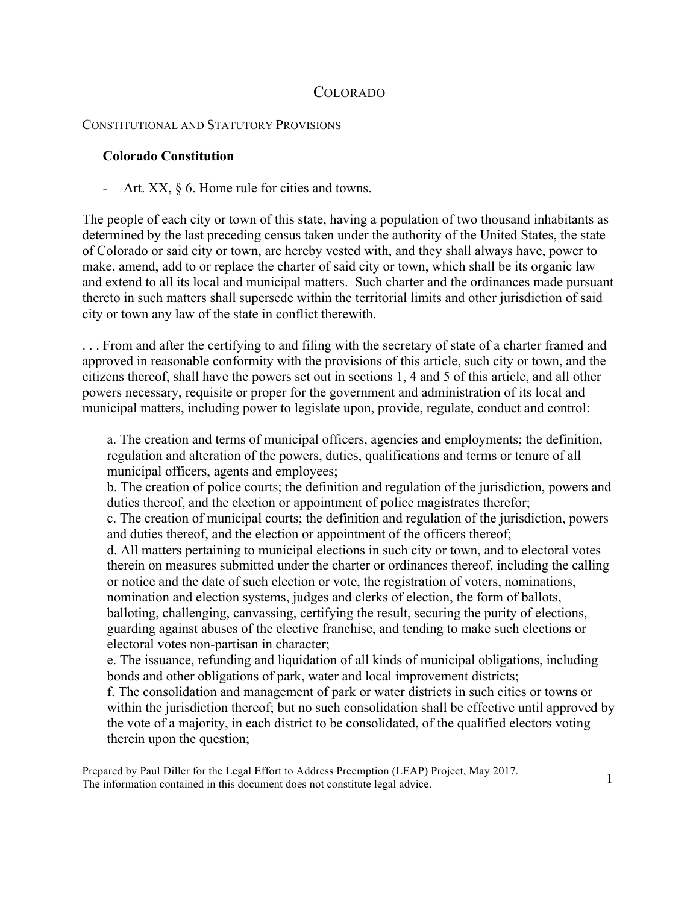# Colorado

## Constitutional and Statutory Provisions

### Colorado Constitution

- Art. XX, § 6. Home rule for cities and towns.

The people of each city or town of this state, having a population of two thousand inhabitants as determined by the last preceding census taken under the authority of the United States, the state of Colorado or said city or town, are hereby vested with, and they shall always have, power to make, amend, add to or replace the charter of said city or town, which shall be its organic law and extend to all its local and municipal matters. Such charter and the ordinances made pursuant thereto in such matters shall supersede within the territorial limits and other jurisdiction of said city or town any law of the state in conflict therewith.

. . . From and after the certifying to and filing with the secretary of state of a charter framed and approved in reasonable conformity with the provisions of this article, such city or town, and the citizens thereof, shall have the powers set out in sections 1, 4 and 5 of this article, and all other powers necessary, requisite or proper for the government and administration of its local and municipal matters, including power to legislate upon, provide, regulate, conduct and control:

a. The creation and terms of municipal officers, agencies and employments; the definition, regulation and alteration of the powers, duties, qualifications and terms or tenure of all municipal officers, agents and employees;
b. The creation of police courts; the definition and regulation of the jurisdiction, powers and duties thereof, and the election or appointment of police magistrates therefor;
c. The creation of municipal courts; the definition and regulation of the jurisdiction, powers and duties thereof, and the election or appointment of the officers thereof;
d. All matters pertaining to municipal elections in such city or town, and to electoral votes therein on measures submitted under the charter or ordinances thereof, including the calling or notice and the date of such election or vote, the registration of voters, nominations, nomination and election systems, judges and clerks of election, the form of ballots, balloting, challenging, canvassing, certifying the result, securing the purity of elections, guarding against abuses of the elective franchise, and tending to make such elections or electoral votes non-partisan in character;
e. The issuance, refunding and liquidation of all kinds of municipal obligations, including bonds and other obligations of park, water and local improvement districts;
f. The consolidation and management of park or water districts in such cities or towns or within the jurisdiction thereof; but no such consolidation shall be effective until approved by the vote of a majority, in each district to be consolidated, of the qualified electors voting therein upon the question;

Prepared by Paul Diller for the Legal Effort to Address Preemption (LEAP) Project, May 2017.
The information contained in this document does not constitute legal advice.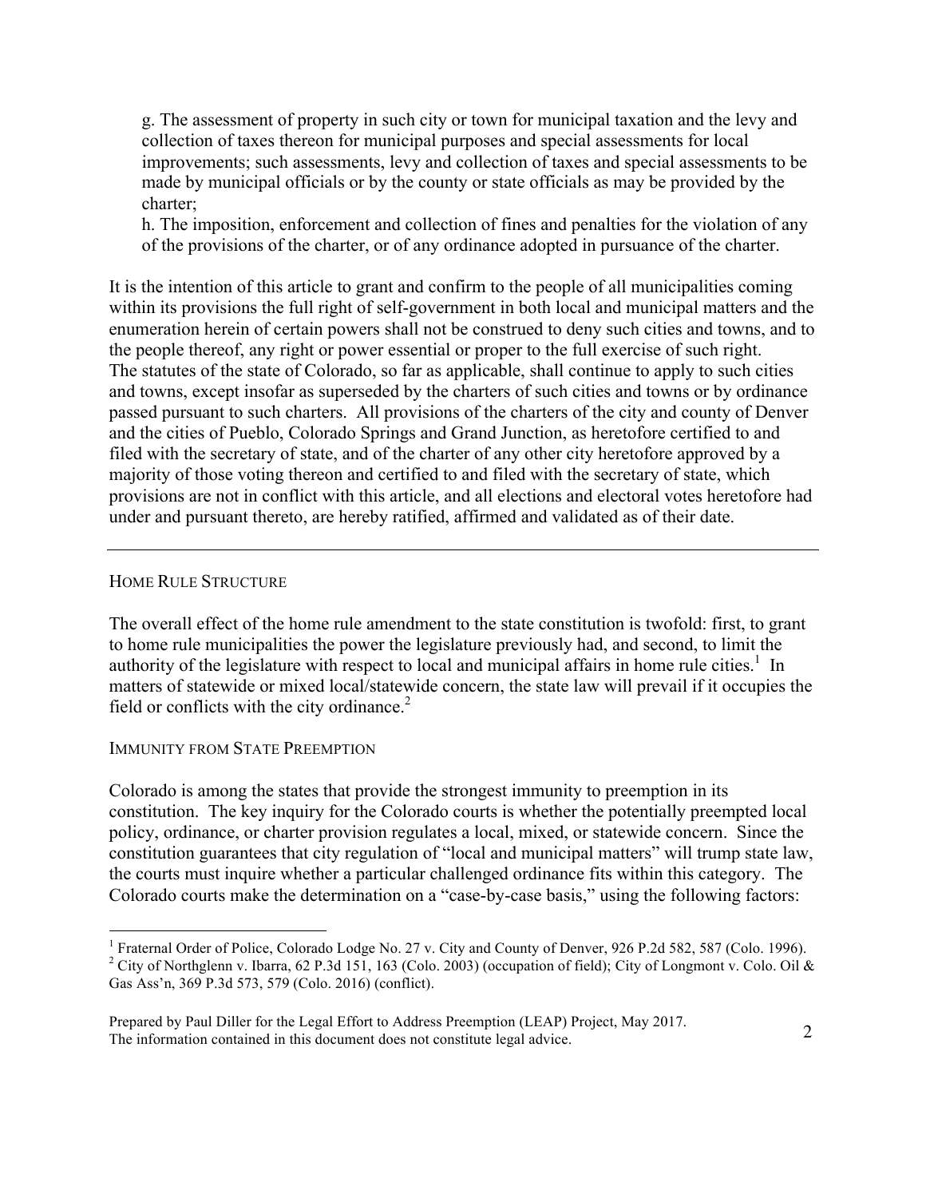g. The assessment of property in such city or town for municipal taxation and the levy and collection of taxes thereon for municipal purposes and special assessments for local improvements; such assessments, levy and collection of taxes and special assessments to be made by municipal officials or by the county or state officials as may be provided by the charter;

h. The imposition, enforcement and collection of fines and penalties for the violation of any of the provisions of the charter, or of any ordinance adopted in pursuance of the charter.

It is the intention of this article to grant and confirm to the people of all municipalities coming within its provisions the full right of self-government in both local and municipal matters and the enumeration herein of certain powers shall not be construed to deny such cities and towns, and to the people thereof, any right or power essential or proper to the full exercise of such right. The statutes of the state of Colorado, so far as applicable, shall continue to apply to such cities and towns, except insofar as superseded by the charters of such cities and towns or by ordinance passed pursuant to such charters. All provisions of the charters of the city and county of Denver and the cities of Pueblo, Colorado Springs and Grand Junction, as heretofore certified to and filed with the secretary of state, and of the charter of any other city heretofore approved by a majority of those voting thereon and certified to and filed with the secretary of state, which provisions are not in conflict with this article, and all elections and electoral votes heretofore had under and pursuant thereto, are hereby ratified, affirmed and validated as of their date.

---

## HOME RULE STRUCTURE

The overall effect of the home rule amendment to the state constitution is twofold: first, to grant to home rule municipalities the power the legislature previously had, and second, to limit the authority of the legislature with respect to local and municipal affairs in home rule cities.[1] In matters of statewide or mixed local/statewide concern, the state law will prevail if it occupies the field or conflicts with the city ordinance.[2]

## IMMUNITY FROM STATE PREEMPTION

Colorado is among the states that provide the strongest immunity to preemption in its constitution. The key inquiry for the Colorado courts is whether the potentially preempted local policy, ordinance, or charter provision regulates a local, mixed, or statewide concern. Since the constitution guarantees that city regulation of "local and municipal matters" will trump state law, the courts must inquire whether a particular challenged ordinance fits within this category. The Colorado courts make the determination on a "case-by-case basis," using the following factors:

[1] Fraternal Order of Police, Colorado Lodge No. 27 v. City and County of Denver, 926 P.2d 582, 587 (Colo. 1996).

[2] City of Northglenn v. Ibarra, 62 P.3d 151, 163 (Colo. 2003) (occupation of field); City of Longmont v. Colo. Oil & Gas Ass'n, 369 P.3d 573, 579 (Colo. 2016) (conflict).

Prepared by Paul Diller for the Legal Effort to Address Preemption (LEAP) Project, May 2017. The information contained in this document does not constitute legal advice.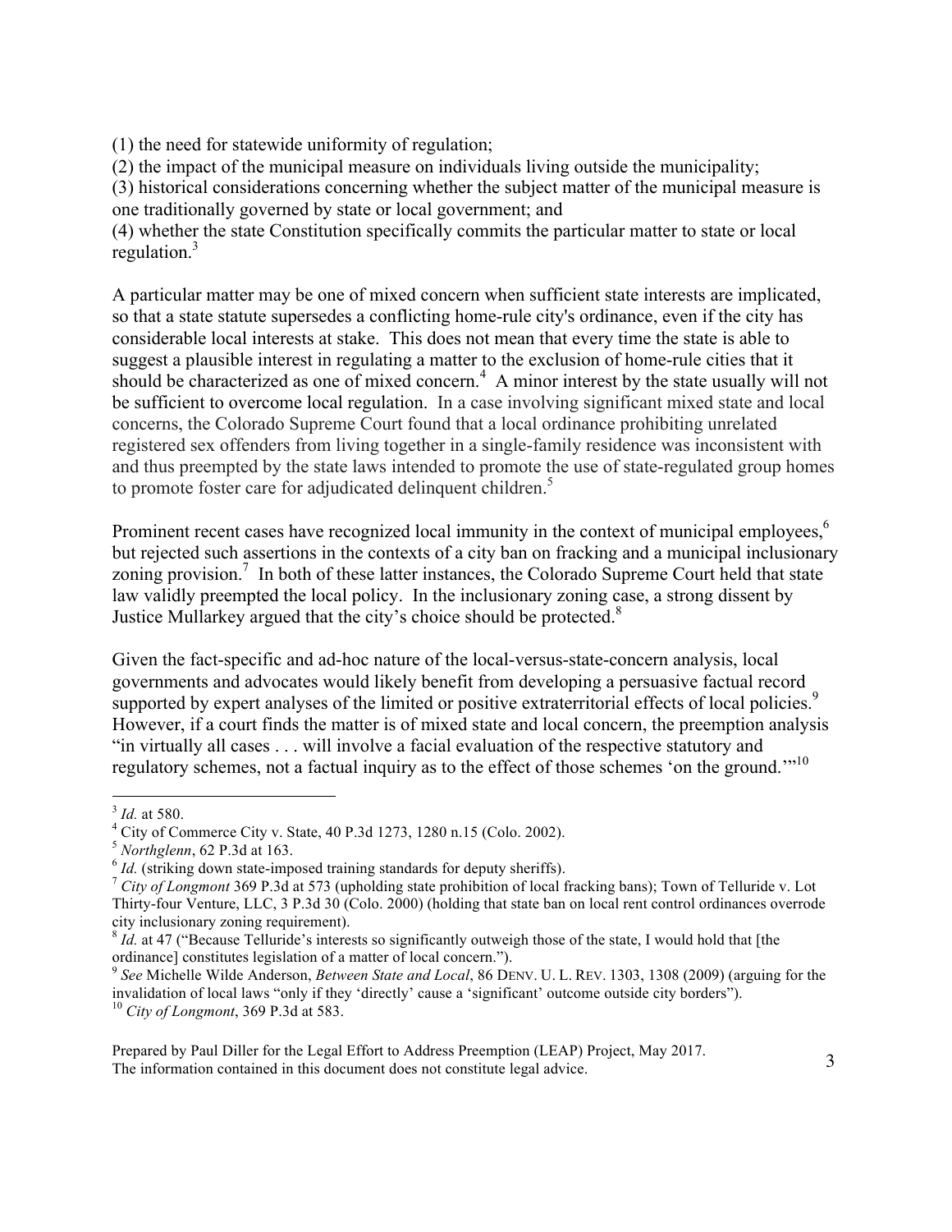(1) the need for statewide uniformity of regulation;
(2) the impact of the municipal measure on individuals living outside the municipality;
(3) historical considerations concerning whether the subject matter of the municipal measure is one traditionally governed by state or local government; and
(4) whether the state Constitution specifically commits the particular matter to state or local regulation.[3]

A particular matter may be one of mixed concern when sufficient state interests are implicated, so that a state statute supersedes a conflicting home-rule city's ordinance, even if the city has considerable local interests at stake. This does not mean that every time the state is able to suggest a plausible interest in regulating a matter to the exclusion of home-rule cities that it should be characterized as one of mixed concern.[4] A minor interest by the state usually will not be sufficient to overcome local regulation. In a case involving significant mixed state and local concerns, the Colorado Supreme Court found that a local ordinance prohibiting unrelated registered sex offenders from living together in a single-family residence was inconsistent with and thus preempted by the state laws intended to promote the use of state-regulated group homes to promote foster care for adjudicated delinquent children.[5]

Prominent recent cases have recognized local immunity in the context of municipal employees,[6] but rejected such assertions in the contexts of a city ban on fracking and a municipal inclusionary zoning provision.[7] In both of these latter instances, the Colorado Supreme Court held that state law validly preempted the local policy. In the inclusionary zoning case, a strong dissent by Justice Mullarkey argued that the city's choice should be protected.[8]

Given the fact-specific and ad-hoc nature of the local-versus-state-concern analysis, local governments and advocates would likely benefit from developing a persuasive factual record supported by expert analyses of the limited or positive extraterritorial effects of local policies.[9] However, if a court finds the matter is of mixed state and local concern, the preemption analysis "in virtually all cases . . . will involve a facial evaluation of the respective statutory and regulatory schemes, not a factual inquiry as to the effect of those schemes 'on the ground.'"[10]

---

[3] *Id.* at 580.
[4] City of Commerce City v. State, 40 P.3d 1273, 1280 n.15 (Colo. 2002).
[5] *Northglenn*, 62 P.3d at 163.
[6] *Id.* (striking down state-imposed training standards for deputy sheriffs).
[7] *City of Longmont* 369 P.3d at 573 (upholding state prohibition of local fracking bans); Town of Telluride v. Lot Thirty-four Venture, LLC, 3 P.3d 30 (Colo. 2000) (holding that state ban on local rent control ordinances overrode city inclusionary zoning requirement).
[8] *Id.* at 47 ("Because Telluride's interests so significantly outweigh those of the state, I would hold that [the ordinance] constitutes legislation of a matter of local concern.").
[9] *See* Michelle Wilde Anderson, *Between State and Local*, 86 DENV. U. L. REV. 1303, 1308 (2009) (arguing for the invalidation of local laws "only if they 'directly' cause a 'significant' outcome outside city borders").
[10] *City of Longmont*, 369 P.3d at 583.

Prepared by Paul Diller for the Legal Effort to Address Preemption (LEAP) Project, May 2017.
The information contained in this document does not constitute legal advice.